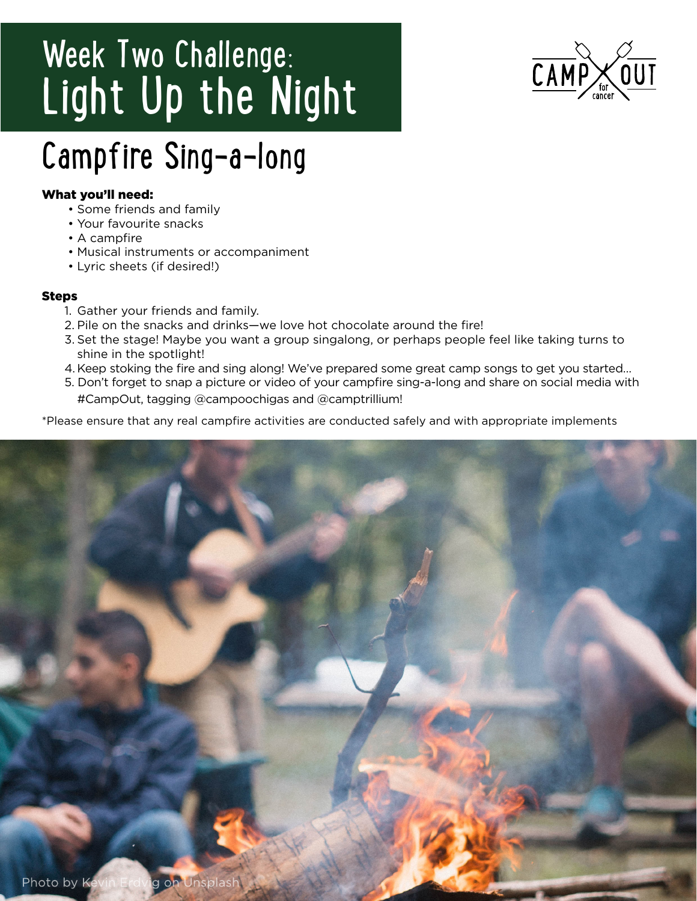# Week Two Challenge: Light Up the Night

CAMP OUT for cancer

## Campfire Sing-a-long

**What you'll need:**

- Some friends and family
- Your favourite snacks
- A campfire
- Musical instruments or accompaniment
- Lyric sheets (if desired!)

**Steps**

1. Gather your friends and family.
2. Pile on the snacks and drinks—we love hot chocolate around the fire!
3. Set the stage! Maybe you want a group singalong, or perhaps people feel like taking turns to shine in the spotlight!
4. Keep stoking the fire and sing along! We've prepared some great camp songs to get you started...
5. Don't forget to snap a picture or video of your campfire sing-a-long and share on social media with #CampOut, tagging @campoochigas and @camptrillium!

*Please ensure that any real campfire activities are conducted safely and with appropriate implements

Photo by Kevin Erdvig on Unsplash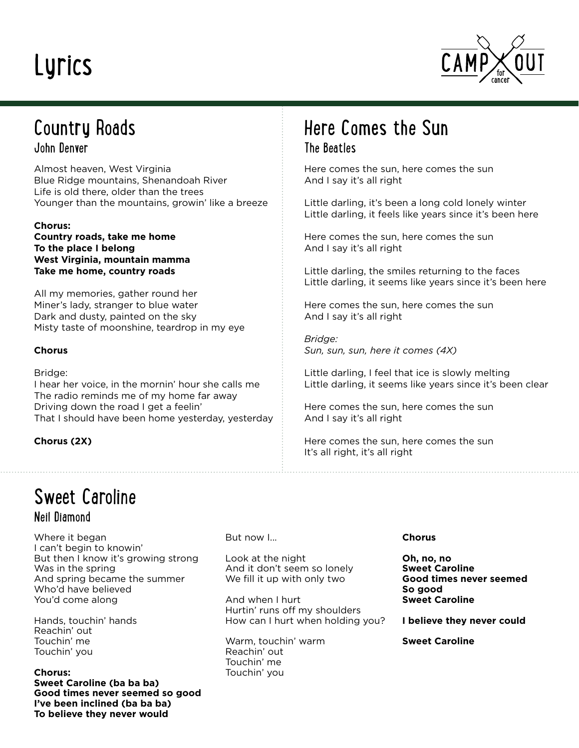# Lyrics

## Country Roads

### John Denver

Almost heaven, West Virginia
Blue Ridge mountains, Shenandoah River
Life is old there, older than the trees
Younger than the mountains, growin' like a breeze

**Chorus:**
**Country roads, take me home**
**To the place I belong**
**West Virginia, mountain mamma**
**Take me home, country roads**

All my memories, gather round her
Miner's lady, stranger to blue water
Dark and dusty, painted on the sky
Misty taste of moonshine, teardrop in my eye

**Chorus**

Bridge:
I hear her voice, in the mornin' hour she calls me
The radio reminds me of my home far away
Driving down the road I get a feelin'
That I should have been home yesterday, yesterday

**Chorus (2X)**

## Here Comes the Sun

### The Beatles

Here comes the sun, here comes the sun
And I say it's all right

Little darling, it's been a long cold lonely winter
Little darling, it feels like years since it's been here

Here comes the sun, here comes the sun
And I say it's all right

Little darling, the smiles returning to the faces
Little darling, it seems like years since it's been here

Here comes the sun, here comes the sun
And I say it's all right

*Bridge:*
*Sun, sun, sun, here it comes (4X)*

Little darling, I feel that ice is slowly melting
Little darling, it seems like years since it's been clear

Here comes the sun, here comes the sun
And I say it's all right

Here comes the sun, here comes the sun
It's all right, it's all right

## Sweet Caroline

### Neil Diamond

Where it began
I can't begin to knowin'
But then I know it's growing strong
Was in the spring
And spring became the summer
Who'd have believed
You'd come along

Hands, touchin' hands
Reachin' out
Touchin' me
Touchin' you

**Chorus:**
**Sweet Caroline (ba ba ba)**
**Good times never seemed so good**
**I've been inclined (ba ba ba)**
**To believe they never would**

But now I...

Look at the night
And it don't seem so lonely
We fill it up with only two

And when I hurt
Hurtin' runs off my shoulders
How can I hurt when holding you?

Warm, touchin' warm
Reachin' out
Touchin' me
Touchin' you

**Chorus**

**Oh, no, no**
**Sweet Caroline**
**Good times never seemed**
**So good**
**Sweet Caroline**

**I believe they never could**

**Sweet Caroline**